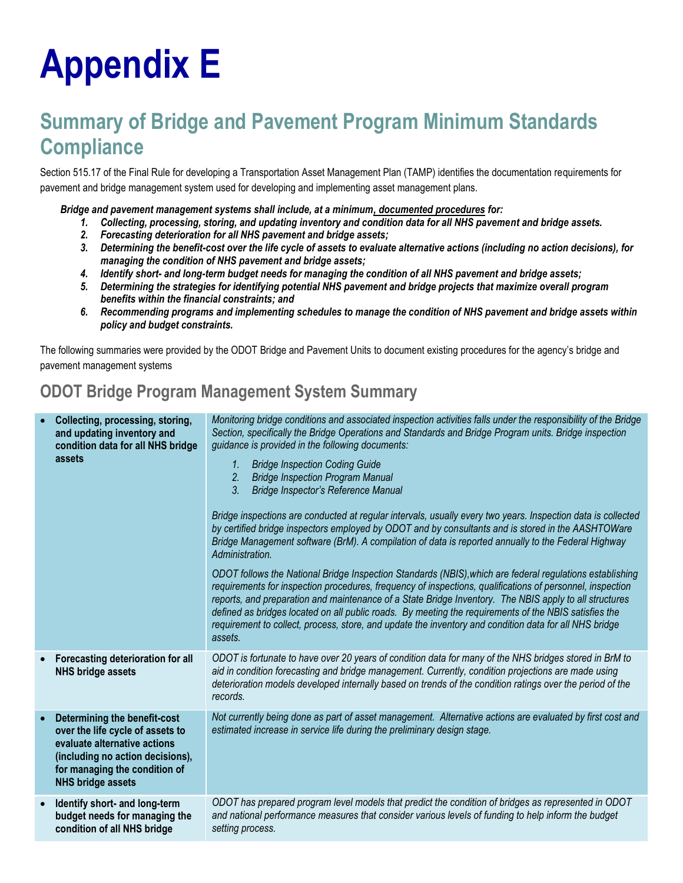# Appendix E

## Summary of Bridge and Pavement Program Minimum Standards Compliance

Section 515.17 of the Final Rule for developing a Transportation Asset Management Plan (TAMP) identifies the documentation requirements for pavement and bridge management system used for developing and implementing asset management plans.

***Bridge and pavement management systems shall include, at a minimum, documented procedures for:***

1. ***Collecting, processing, storing, and updating inventory and condition data for all NHS pavement and bridge assets.***
2. ***Forecasting deterioration for all NHS pavement and bridge assets;***
3. ***Determining the benefit-cost over the life cycle of assets to evaluate alternative actions (including no action decisions), for managing the condition of NHS pavement and bridge assets;***
4. ***Identify short- and long-term budget needs for managing the condition of all NHS pavement and bridge assets;***
5. ***Determining the strategies for identifying potential NHS pavement and bridge projects that maximize overall program benefits within the financial constraints; and***
6. ***Recommending programs and implementing schedules to manage the condition of NHS pavement and bridge assets within policy and budget constraints.***

The following summaries were provided by the ODOT Bridge and Pavement Units to document existing procedures for the agency's bridge and pavement management systems

### ODOT Bridge Program Management System Summary

| | |
|---|---|
| • **Collecting, processing, storing, and updating inventory and condition data for all NHS bridge assets** | *Monitoring bridge conditions and associated inspection activities falls under the responsibility of the Bridge Section, specifically the Bridge Operations and Standards and Bridge Program units. Bridge inspection guidance is provided in the following documents:*<br>*1. Bridge Inspection Coding Guide*<br>*2. Bridge Inspection Program Manual*<br>*3. Bridge Inspector's Reference Manual*<br><br>*Bridge inspections are conducted at regular intervals, usually every two years. Inspection data is collected by certified bridge inspectors employed by ODOT and by consultants and is stored in the AASHTOWare Bridge Management software (BrM). A compilation of data is reported annually to the Federal Highway Administration.*<br><br>*ODOT follows the National Bridge Inspection Standards (NBIS),which are federal regulations establishing requirements for inspection procedures, frequency of inspections, qualifications of personnel, inspection reports, and preparation and maintenance of a State Bridge Inventory. The NBIS apply to all structures defined as bridges located on all public roads. By meeting the requirements of the NBIS satisfies the requirement to collect, process, store, and update the inventory and condition data for all NHS bridge assets.* |
| • **Forecasting deterioration for all NHS bridge assets** | *ODOT is fortunate to have over 20 years of condition data for many of the NHS bridges stored in BrM to aid in condition forecasting and bridge management. Currently, condition projections are made using deterioration models developed internally based on trends of the condition ratings over the period of the records.* |
| • **Determining the benefit-cost over the life cycle of assets to evaluate alternative actions (including no action decisions), for managing the condition of NHS bridge assets** | *Not currently being done as part of asset management. Alternative actions are evaluated by first cost and estimated increase in service life during the preliminary design stage.* |
| • **Identify short- and long-term budget needs for managing the condition of all NHS bridge** | *ODOT has prepared program level models that predict the condition of bridges as represented in ODOT and national performance measures that consider various levels of funding to help inform the budget setting process.* |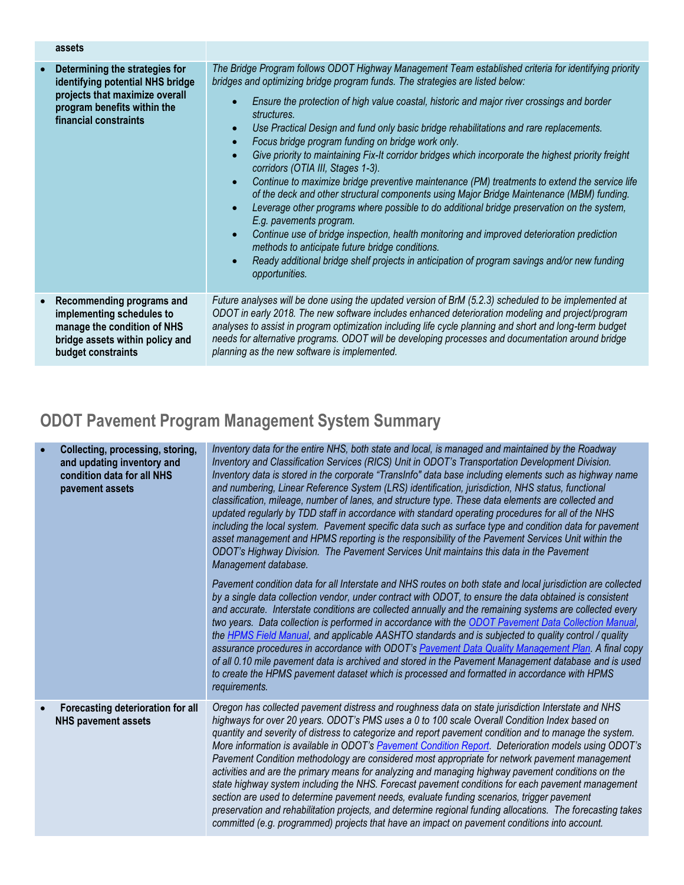| | |
|---|---|
| assets | |
| • **Determining the strategies for identifying potential NHS bridge projects that maximize overall program benefits within the financial constraints** | *The Bridge Program follows ODOT Highway Management Team established criteria for identifying priority bridges and optimizing bridge program funds. The strategies are listed below:*<br>• *Ensure the protection of high value coastal, historic and major river crossings and border structures.*<br>• *Use Practical Design and fund only basic bridge rehabilitations and rare replacements.*<br>• *Focus bridge program funding on bridge work only.*<br>• *Give priority to maintaining Fix-It corridor bridges which incorporate the highest priority freight corridors (OTIA III, Stages 1-3).*<br>• *Continue to maximize bridge preventive maintenance (PM) treatments to extend the service life of the deck and other structural components using Major Bridge Maintenance (MBM) funding.*<br>• *Leverage other programs where possible to do additional bridge preservation on the system, E.g. pavements program.*<br>• *Continue use of bridge inspection, health monitoring and improved deterioration prediction methods to anticipate future bridge conditions.*<br>• *Ready additional bridge shelf projects in anticipation of program savings and/or new funding opportunities.* |
| • **Recommending programs and implementing schedules to manage the condition of NHS bridge assets within policy and budget constraints** | *Future analyses will be done using the updated version of BrM (5.2.3) scheduled to be implemented at ODOT in early 2018. The new software includes enhanced deterioration modeling and project/program analyses to assist in program optimization including life cycle planning and short and long-term budget needs for alternative programs. ODOT will be developing processes and documentation around bridge planning as the new software is implemented.* |

## ODOT Pavement Program Management System Summary

| | |
|---|---|
| • **Collecting, processing, storing, and updating inventory and condition data for all NHS pavement assets** | *Inventory data for the entire NHS, both state and local, is managed and maintained by the Roadway Inventory and Classification Services (RICS) Unit in ODOT's Transportation Development Division. Inventory data is stored in the corporate "TransInfo" data base including elements such as highway name and numbering, Linear Reference System (LRS) identification, jurisdiction, NHS status, functional classification, mileage, number of lanes, and structure type. These data elements are collected and updated regularly by TDD staff in accordance with standard operating procedures for all of the NHS including the local system. Pavement specific data such as surface type and condition data for pavement asset management and HPMS reporting is the responsibility of the Pavement Services Unit within the ODOT's Highway Division. The Pavement Services Unit maintains this data in the Pavement Management database.*<br><br>*Pavement condition data for all Interstate and NHS routes on both state and local jurisdiction are collected by a single data collection vendor, under contract with ODOT, to ensure the data obtained is consistent and accurate. Interstate conditions are collected annually and the remaining systems are collected every two years. Data collection is performed in accordance with the ODOT Pavement Data Collection Manual, the HPMS Field Manual, and applicable AASHTO standards and is subjected to quality control / quality assurance procedures in accordance with ODOT's Pavement Data Quality Management Plan. A final copy of all 0.10 mile pavement data is archived and stored in the Pavement Management database and is used to create the HPMS pavement dataset which is processed and formatted in accordance with HPMS requirements.* |
| • **Forecasting deterioration for all NHS pavement assets** | *Oregon has collected pavement distress and roughness data on state jurisdiction Interstate and NHS highways for over 20 years. ODOT's PMS uses a 0 to 100 scale Overall Condition Index based on quantity and severity of distress to categorize and report pavement condition and to manage the system. More information is available in ODOT's Pavement Condition Report. Deterioration models using ODOT's Pavement Condition methodology are considered most appropriate for network pavement management activities and are the primary means for analyzing and managing highway pavement conditions on the state highway system including the NHS. Forecast pavement conditions for each pavement management section are used to determine pavement needs, evaluate funding scenarios, trigger pavement preservation and rehabilitation projects, and determine regional funding allocations. The forecasting takes committed (e.g. programmed) projects that have an impact on pavement conditions into account.* |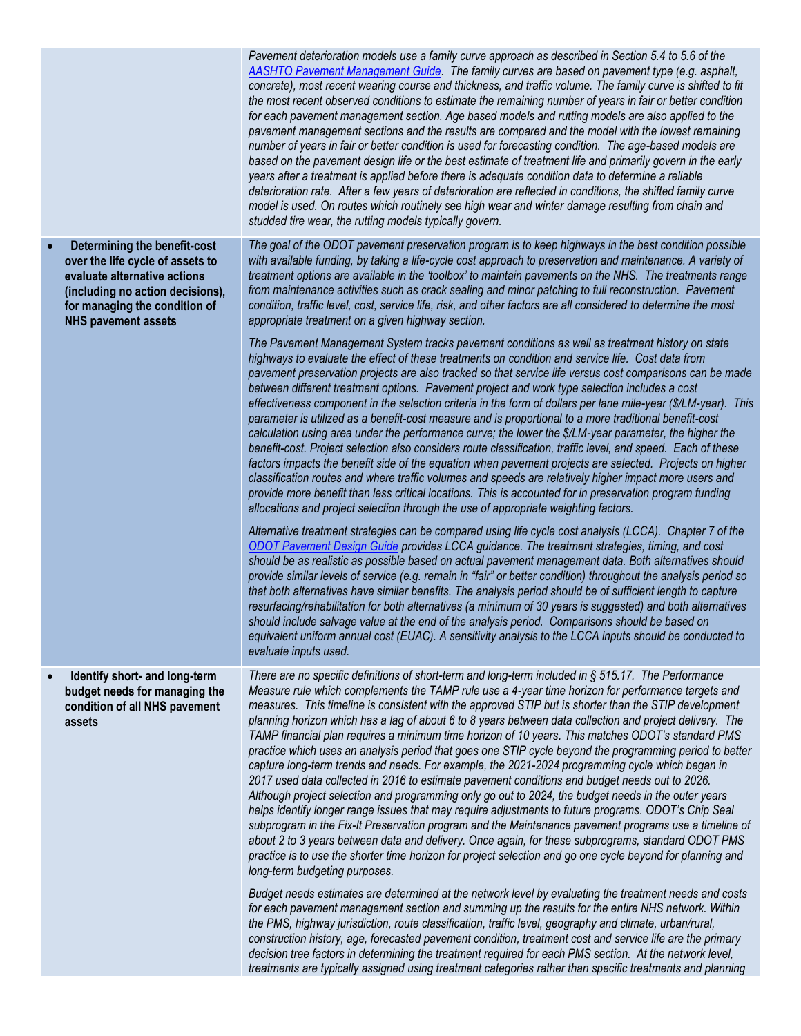| | |
|---|---|
| | *Pavement deterioration models use a family curve approach as described in Section 5.4 to 5.6 of the [AASHTO Pavement Management Guide](). The family curves are based on pavement type (e.g. asphalt, concrete), most recent wearing course and thickness, and traffic volume. The family curve is shifted to fit the most recent observed conditions to estimate the remaining number of years in fair or better condition for each pavement management section. Age based models and rutting models are also applied to the pavement management sections and the results are compared and the model with the lowest remaining number of years in fair or better condition is used for forecasting condition. The age-based models are based on the pavement design life or the best estimate of treatment life and primarily govern in the early years after a treatment is applied before there is adequate condition data to determine a reliable deterioration rate. After a few years of deterioration are reflected in conditions, the shifted family curve model is used. On routes which routinely see high wear and winter damage resulting from chain and studded tire wear, the rutting models typically govern.* |
| • **Determining the benefit-cost over the life cycle of assets to evaluate alternative actions (including no action decisions), for managing the condition of NHS pavement assets** | *The goal of the ODOT pavement preservation program is to keep highways in the best condition possible with available funding, by taking a life-cycle cost approach to preservation and maintenance. A variety of treatment options are available in the 'toolbox' to maintain pavements on the NHS. The treatments range from maintenance activities such as crack sealing and minor patching to full reconstruction. Pavement condition, traffic level, cost, service life, risk, and other factors are all considered to determine the most appropriate treatment on a given highway section.*<br><br>*The Pavement Management System tracks pavement conditions as well as treatment history on state highways to evaluate the effect of these treatments on condition and service life. Cost data from pavement preservation projects are also tracked so that service life versus cost comparisons can be made between different treatment options. Pavement project and work type selection includes a cost effectiveness component in the selection criteria in the form of dollars per lane mile-year ($/LM-year). This parameter is utilized as a benefit-cost measure and is proportional to a more traditional benefit-cost calculation using area under the performance curve; the lower the $/LM-year parameter, the higher the benefit-cost. Project selection also considers route classification, traffic level, and speed. Each of these factors impacts the benefit side of the equation when pavement projects are selected. Projects on higher classification routes and where traffic volumes and speeds are relatively higher impact more users and provide more benefit than less critical locations. This is accounted for in preservation program funding allocations and project selection through the use of appropriate weighting factors.*<br><br>*Alternative treatment strategies can be compared using life cycle cost analysis (LCCA). Chapter 7 of the [ODOT Pavement Design Guide]() provides LCCA guidance. The treatment strategies, timing, and cost should be as realistic as possible based on actual pavement management data. Both alternatives should provide similar levels of service (e.g. remain in "fair" or better condition) throughout the analysis period so that both alternatives have similar benefits. The analysis period should be of sufficient length to capture resurfacing/rehabilitation for both alternatives (a minimum of 30 years is suggested) and both alternatives should include salvage value at the end of the analysis period. Comparisons should be based on equivalent uniform annual cost (EUAC). A sensitivity analysis to the LCCA inputs should be conducted to evaluate inputs used.* |
| • **Identify short- and long-term budget needs for managing the condition of all NHS pavement assets** | *There are no specific definitions of short-term and long-term included in § 515.17. The Performance Measure rule which complements the TAMP rule use a 4-year time horizon for performance targets and measures. This timeline is consistent with the approved STIP but is shorter than the STIP development planning horizon which has a lag of about 6 to 8 years between data collection and project delivery. The TAMP financial plan requires a minimum time horizon of 10 years. This matches ODOT's standard PMS practice which uses an analysis period that goes one STIP cycle beyond the programming period to better capture long-term trends and needs. For example, the 2021-2024 programming cycle which began in 2017 used data collected in 2016 to estimate pavement conditions and budget needs out to 2026. Although project selection and programming only go out to 2024, the budget needs in the outer years helps identify longer range issues that may require adjustments to future programs. ODOT's Chip Seal subprogram in the Fix-It Preservation program and the Maintenance pavement programs use a timeline of about 2 to 3 years between data and delivery. Once again, for these subprograms, standard ODOT PMS practice is to use the shorter time horizon for project selection and go one cycle beyond for planning and long-term budgeting purposes.*<br><br>*Budget needs estimates are determined at the network level by evaluating the treatment needs and costs for each pavement management section and summing up the results for the entire NHS network. Within the PMS, highway jurisdiction, route classification, traffic level, geography and climate, urban/rural, construction history, age, forecasted pavement condition, treatment cost and service life are the primary decision tree factors in determining the treatment required for each PMS section. At the network level, treatments are typically assigned using treatment categories rather than specific treatments and planning* |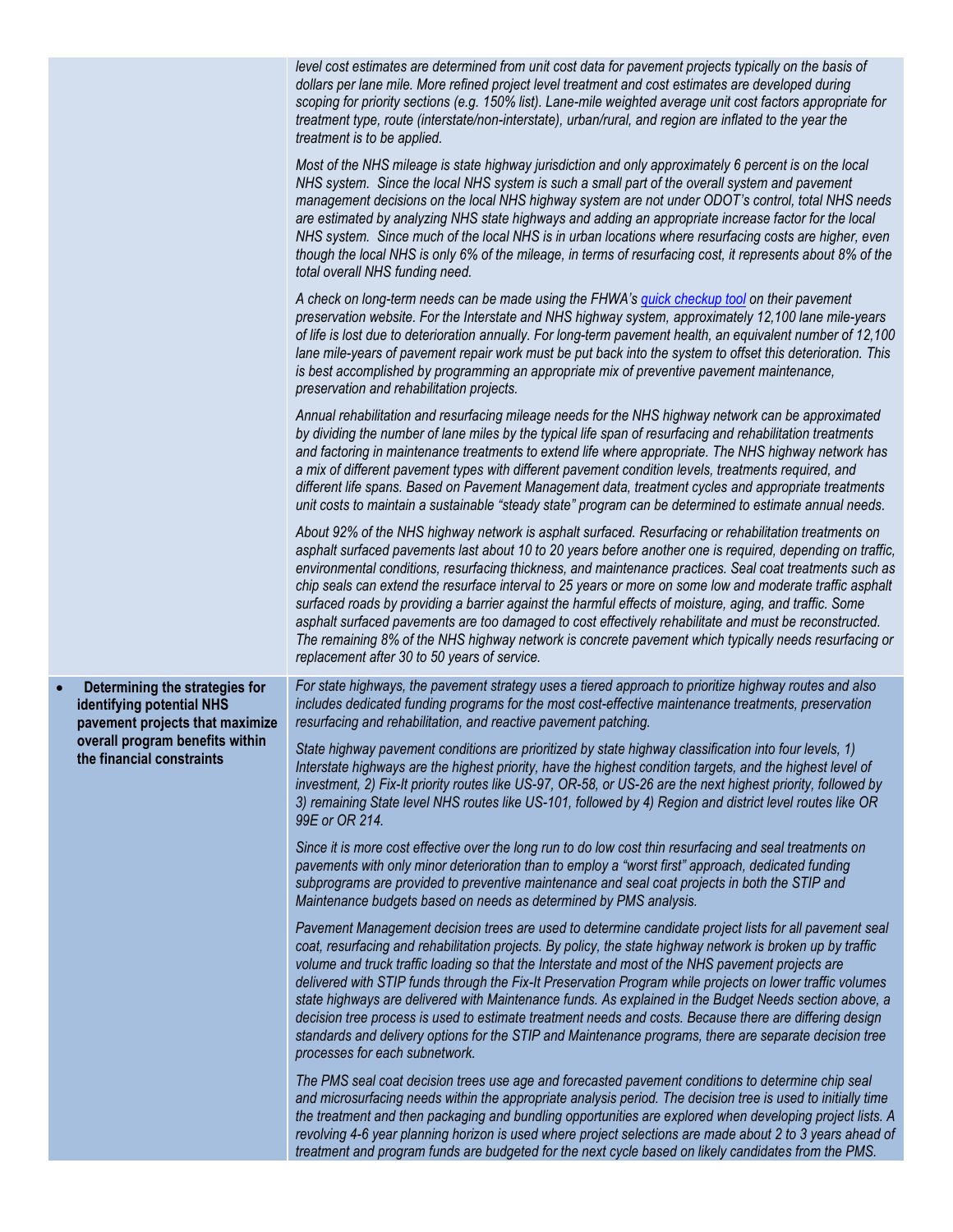| | |
|---|---|
| | *level cost estimates are determined from unit cost data for pavement projects typically on the basis of dollars per lane mile. More refined project level treatment and cost estimates are developed during scoping for priority sections (e.g. 150% list). Lane-mile weighted average unit cost factors appropriate for treatment type, route (interstate/non-interstate), urban/rural, and region are inflated to the year the treatment is to be applied.*<br><br>*Most of the NHS mileage is state highway jurisdiction and only approximately 6 percent is on the local NHS system. Since the local NHS system is such a small part of the overall system and pavement management decisions on the local NHS highway system are not under ODOT's control, total NHS needs are estimated by analyzing NHS state highways and adding an appropriate increase factor for the local NHS system. Since much of the local NHS is in urban locations where resurfacing costs are higher, even though the local NHS is only 6% of the mileage, in terms of resurfacing cost, it represents about 8% of the total overall NHS funding need.*<br><br>*A check on long-term needs can be made using the FHWA's [quick checkup tool]() on their pavement preservation website. For the Interstate and NHS highway system, approximately 12,100 lane mile-years of life is lost due to deterioration annually. For long-term pavement health, an equivalent number of 12,100 lane mile-years of pavement repair work must be put back into the system to offset this deterioration. This is best accomplished by programming an appropriate mix of preventive pavement maintenance, preservation and rehabilitation projects.*<br><br>*Annual rehabilitation and resurfacing mileage needs for the NHS highway network can be approximated by dividing the number of lane miles by the typical life span of resurfacing and rehabilitation treatments and factoring in maintenance treatments to extend life where appropriate. The NHS highway network has a mix of different pavement types with different pavement condition levels, treatments required, and different life spans. Based on Pavement Management data, treatment cycles and appropriate treatments unit costs to maintain a sustainable "steady state" program can be determined to estimate annual needs.*<br><br>*About 92% of the NHS highway network is asphalt surfaced. Resurfacing or rehabilitation treatments on asphalt surfaced pavements last about 10 to 20 years before another one is required, depending on traffic, environmental conditions, resurfacing thickness, and maintenance practices. Seal coat treatments such as chip seals can extend the resurface interval to 25 years or more on some low and moderate traffic asphalt surfaced roads by providing a barrier against the harmful effects of moisture, aging, and traffic. Some asphalt surfaced pavements are too damaged to cost effectively rehabilitate and must be reconstructed. The remaining 8% of the NHS highway network is concrete pavement which typically needs resurfacing or replacement after 30 to 50 years of service.* |
| • **Determining the strategies for identifying potential NHS pavement projects that maximize overall program benefits within the financial constraints** | *For state highways, the pavement strategy uses a tiered approach to prioritize highway routes and also includes dedicated funding programs for the most cost-effective maintenance treatments, preservation resurfacing and rehabilitation, and reactive pavement patching.*<br><br>*State highway pavement conditions are prioritized by state highway classification into four levels, 1) Interstate highways are the highest priority, have the highest condition targets, and the highest level of investment, 2) Fix-It priority routes like US-97, OR-58, or US-26 are the next highest priority, followed by 3) remaining State level NHS routes like US-101, followed by 4) Region and district level routes like OR 99E or OR 214.*<br><br>*Since it is more cost effective over the long run to do low cost thin resurfacing and seal treatments on pavements with only minor deterioration than to employ a "worst first" approach, dedicated funding subprograms are provided to preventive maintenance and seal coat projects in both the STIP and Maintenance budgets based on needs as determined by PMS analysis.*<br><br>*Pavement Management decision trees are used to determine candidate project lists for all pavement seal coat, resurfacing and rehabilitation projects. By policy, the state highway network is broken up by traffic volume and truck traffic loading so that the Interstate and most of the NHS pavement projects are delivered with STIP funds through the Fix-It Preservation Program while projects on lower traffic volumes state highways are delivered with Maintenance funds. As explained in the Budget Needs section above, a decision tree process is used to estimate treatment needs and costs. Because there are differing design standards and delivery options for the STIP and Maintenance programs, there are separate decision tree processes for each subnetwork.*<br><br>*The PMS seal coat decision trees use age and forecasted pavement conditions to determine chip seal and microsurfacing needs within the appropriate analysis period. The decision tree is used to initially time the treatment and then packaging and bundling opportunities are explored when developing project lists. A revolving 4-6 year planning horizon is used where project selections are made about 2 to 3 years ahead of treatment and program funds are budgeted for the next cycle based on likely candidates from the PMS.* |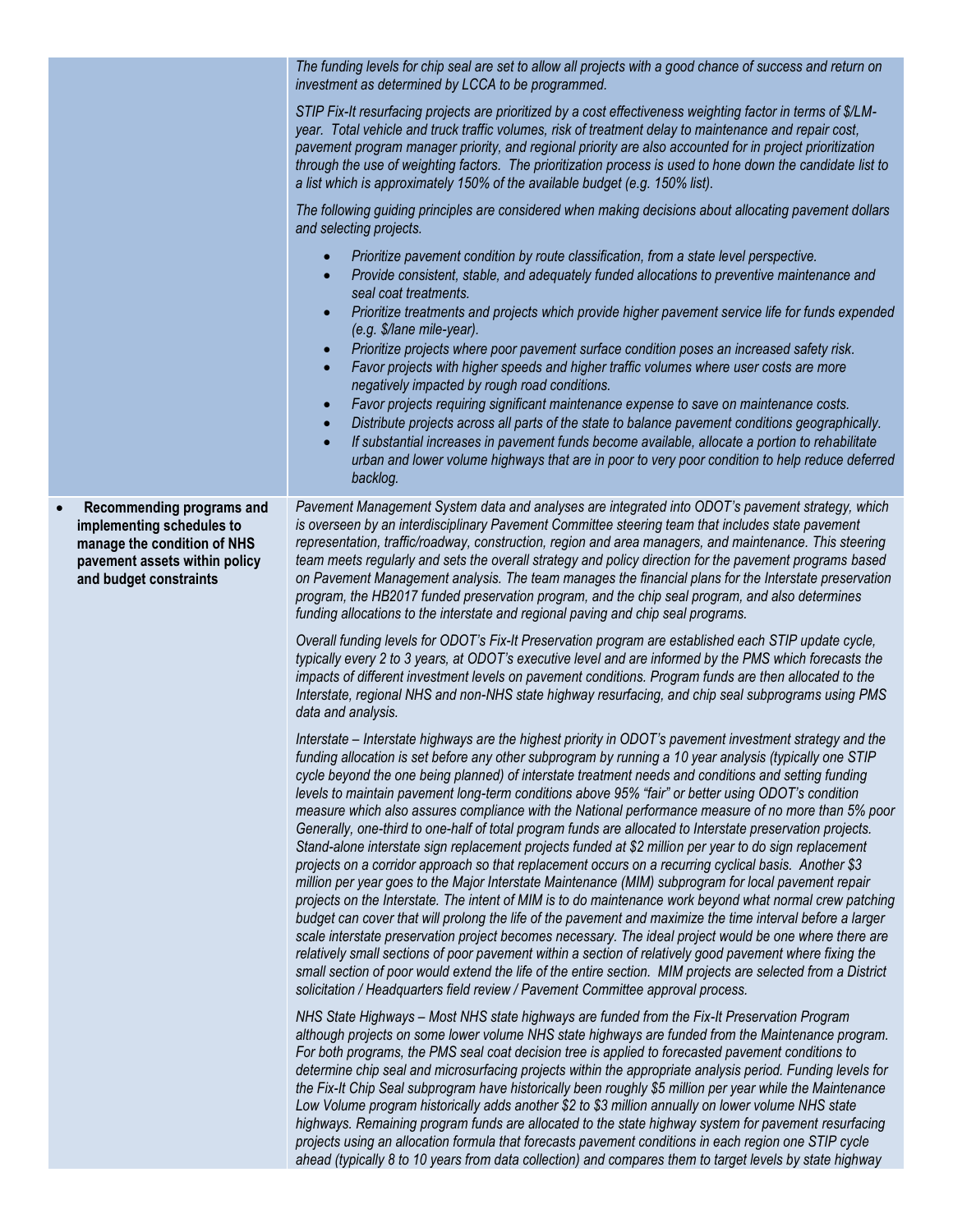| | |
|---|---|
| | *The funding levels for chip seal are set to allow all projects with a good chance of success and return on investment as determined by LCCA to be programmed.*<br><br>*STIP Fix-It resurfacing projects are prioritized by a cost effectiveness weighting factor in terms of $/LM-year. Total vehicle and truck traffic volumes, risk of treatment delay to maintenance and repair cost, pavement program manager priority, and regional priority are also accounted for in project prioritization through the use of weighting factors. The prioritization process is used to hone down the candidate list to a list which is approximately 150% of the available budget (e.g. 150% list).*<br><br>*The following guiding principles are considered when making decisions about allocating pavement dollars and selecting projects.*<br><br>• *Prioritize pavement condition by route classification, from a state level perspective.*<br>• *Provide consistent, stable, and adequately funded allocations to preventive maintenance and seal coat treatments.*<br>• *Prioritize treatments and projects which provide higher pavement service life for funds expended (e.g. $/lane mile-year).*<br>• *Prioritize projects where poor pavement surface condition poses an increased safety risk.*<br>• *Favor projects with higher speeds and higher traffic volumes where user costs are more negatively impacted by rough road conditions.*<br>• *Favor projects requiring significant maintenance expense to save on maintenance costs.*<br>• *Distribute projects across all parts of the state to balance pavement conditions geographically.*<br>• *If substantial increases in pavement funds become available, allocate a portion to rehabilitate urban and lower volume highways that are in poor to very poor condition to help reduce deferred backlog.* |
| • **Recommending programs and implementing schedules to manage the condition of NHS pavement assets within policy and budget constraints** | *Pavement Management System data and analyses are integrated into ODOT's pavement strategy, which is overseen by an interdisciplinary Pavement Committee steering team that includes state pavement representation, traffic/roadway, construction, region and area managers, and maintenance. This steering team meets regularly and sets the overall strategy and policy direction for the pavement programs based on Pavement Management analysis. The team manages the financial plans for the Interstate preservation program, the HB2017 funded preservation program, and the chip seal program, and also determines funding allocations to the interstate and regional paving and chip seal programs.*<br><br>*Overall funding levels for ODOT's Fix-It Preservation program are established each STIP update cycle, typically every 2 to 3 years, at ODOT's executive level and are informed by the PMS which forecasts the impacts of different investment levels on pavement conditions. Program funds are then allocated to the Interstate, regional NHS and non-NHS state highway resurfacing, and chip seal subprograms using PMS data and analysis.*<br><br>*Interstate – Interstate highways are the highest priority in ODOT's pavement investment strategy and the funding allocation is set before any other subprogram by running a 10 year analysis (typically one STIP cycle beyond the one being planned) of interstate treatment needs and conditions and setting funding levels to maintain pavement long-term conditions above 95% "fair" or better using ODOT's condition measure which also assures compliance with the National performance measure of no more than 5% poor Generally, one-third to one-half of total program funds are allocated to Interstate preservation projects. Stand-alone interstate sign replacement projects funded at $2 million per year to do sign replacement projects on a corridor approach so that replacement occurs on a recurring cyclical basis. Another $3 million per year goes to the Major Interstate Maintenance (MIM) subprogram for local pavement repair projects on the Interstate. The intent of MIM is to do maintenance work beyond what normal crew patching budget can cover that will prolong the life of the pavement and maximize the time interval before a larger scale interstate preservation project becomes necessary. The ideal project would be one where there are relatively small sections of poor pavement within a section of relatively good pavement where fixing the small section of poor would extend the life of the entire section. MIM projects are selected from a District solicitation / Headquarters field review / Pavement Committee approval process.*<br><br>*NHS State Highways – Most NHS state highways are funded from the Fix-It Preservation Program although projects on some lower volume NHS state highways are funded from the Maintenance program. For both programs, the PMS seal coat decision tree is applied to forecasted pavement conditions to determine chip seal and microsurfacing projects within the appropriate analysis period. Funding levels for the Fix-It Chip Seal subprogram have historically been roughly $5 million per year while the Maintenance Low Volume program historically adds another $2 to $3 million annually on lower volume NHS state highways. Remaining program funds are allocated to the state highway system for pavement resurfacing projects using an allocation formula that forecasts pavement conditions in each region one STIP cycle ahead (typically 8 to 10 years from data collection) and compares them to target levels by state highway* |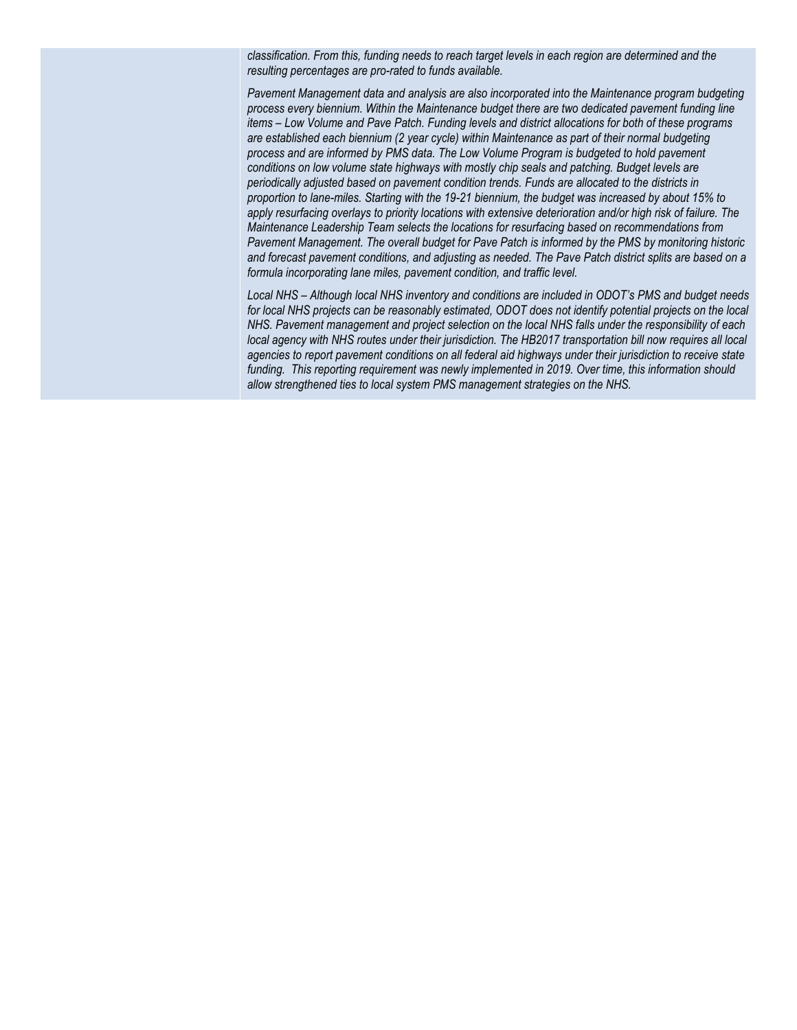*classification. From this, funding needs to reach target levels in each region are determined and the resulting percentages are pro-rated to funds available.*

*Pavement Management data and analysis are also incorporated into the Maintenance program budgeting process every biennium. Within the Maintenance budget there are two dedicated pavement funding line items – Low Volume and Pave Patch. Funding levels and district allocations for both of these programs are established each biennium (2 year cycle) within Maintenance as part of their normal budgeting process and are informed by PMS data. The Low Volume Program is budgeted to hold pavement conditions on low volume state highways with mostly chip seals and patching. Budget levels are periodically adjusted based on pavement condition trends. Funds are allocated to the districts in proportion to lane-miles. Starting with the 19-21 biennium, the budget was increased by about 15% to apply resurfacing overlays to priority locations with extensive deterioration and/or high risk of failure. The Maintenance Leadership Team selects the locations for resurfacing based on recommendations from Pavement Management. The overall budget for Pave Patch is informed by the PMS by monitoring historic and forecast pavement conditions, and adjusting as needed. The Pave Patch district splits are based on a formula incorporating lane miles, pavement condition, and traffic level.*

*Local NHS – Although local NHS inventory and conditions are included in ODOT's PMS and budget needs for local NHS projects can be reasonably estimated, ODOT does not identify potential projects on the local NHS. Pavement management and project selection on the local NHS falls under the responsibility of each local agency with NHS routes under their jurisdiction. The HB2017 transportation bill now requires all local agencies to report pavement conditions on all federal aid highways under their jurisdiction to receive state funding. This reporting requirement was newly implemented in 2019. Over time, this information should allow strengthened ties to local system PMS management strategies on the NHS.*